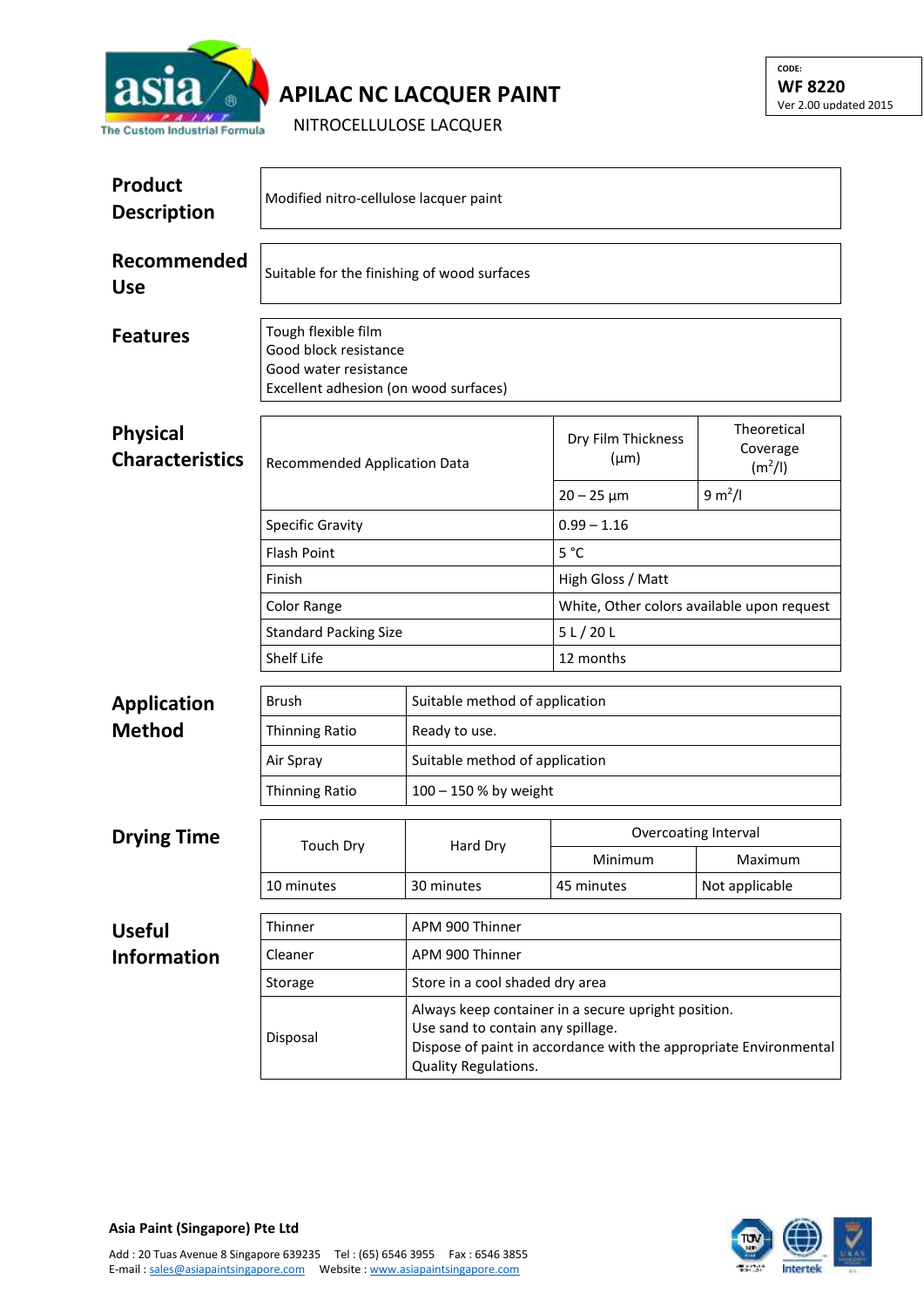# APILAC NC LACQUER PAINT

NITROCELLULOSE LACQUER

CODE:
**WF 8220**
Ver 2.00 updated 2015

## Product Description

Modified nitro-cellulose lacquer paint

## Recommended Use

Suitable for the finishing of wood surfaces

## Features

Tough flexible film
Good block resistance
Good water resistance
Excellent adhesion (on wood surfaces)

## Physical Characteristics

| Recommended Application Data | Dry Film Thickness (µm) | Theoretical Coverage ($m^2$/l) |
|---|---|---|
| | 20 – 25 µm | 9 $m^2$/l |
| Specific Gravity | 0.99 – 1.16 | |
| Flash Point | 5 °C | |
| Finish | High Gloss / Matt | |
| Color Range | White, Other colors available upon request | |
| Standard Packing Size | 5 L / 20 L | |
| Shelf Life | 12 months | |

## Application Method

| Brush | Suitable method of application |
|---|---|
| Thinning Ratio | Ready to use. |
| Air Spray | Suitable method of application |
| Thinning Ratio | 100 – 150 % by weight |

## Drying Time

| Touch Dry | Hard Dry | Overcoating Interval | |
|---|---|---|---|
| | | Minimum | Maximum |
| 10 minutes | 30 minutes | 45 minutes | Not applicable |

## Useful Information

| Thinner | APM 900 Thinner |
|---|---|
| Cleaner | APM 900 Thinner |
| Storage | Store in a cool shaded dry area |
| Disposal | Always keep container in a secure upright position.<br>Use sand to contain any spillage.<br>Dispose of paint in accordance with the appropriate Environmental Quality Regulations. |

**Asia Paint (Singapore) Pte Ltd**

Add : 20 Tuas Avenue 8 Singapore 639235 Tel : (65) 6546 3955 Fax : 6546 3855
E-mail : sales@asiapaintsingapore.com Website : www.asiapaintsingapore.com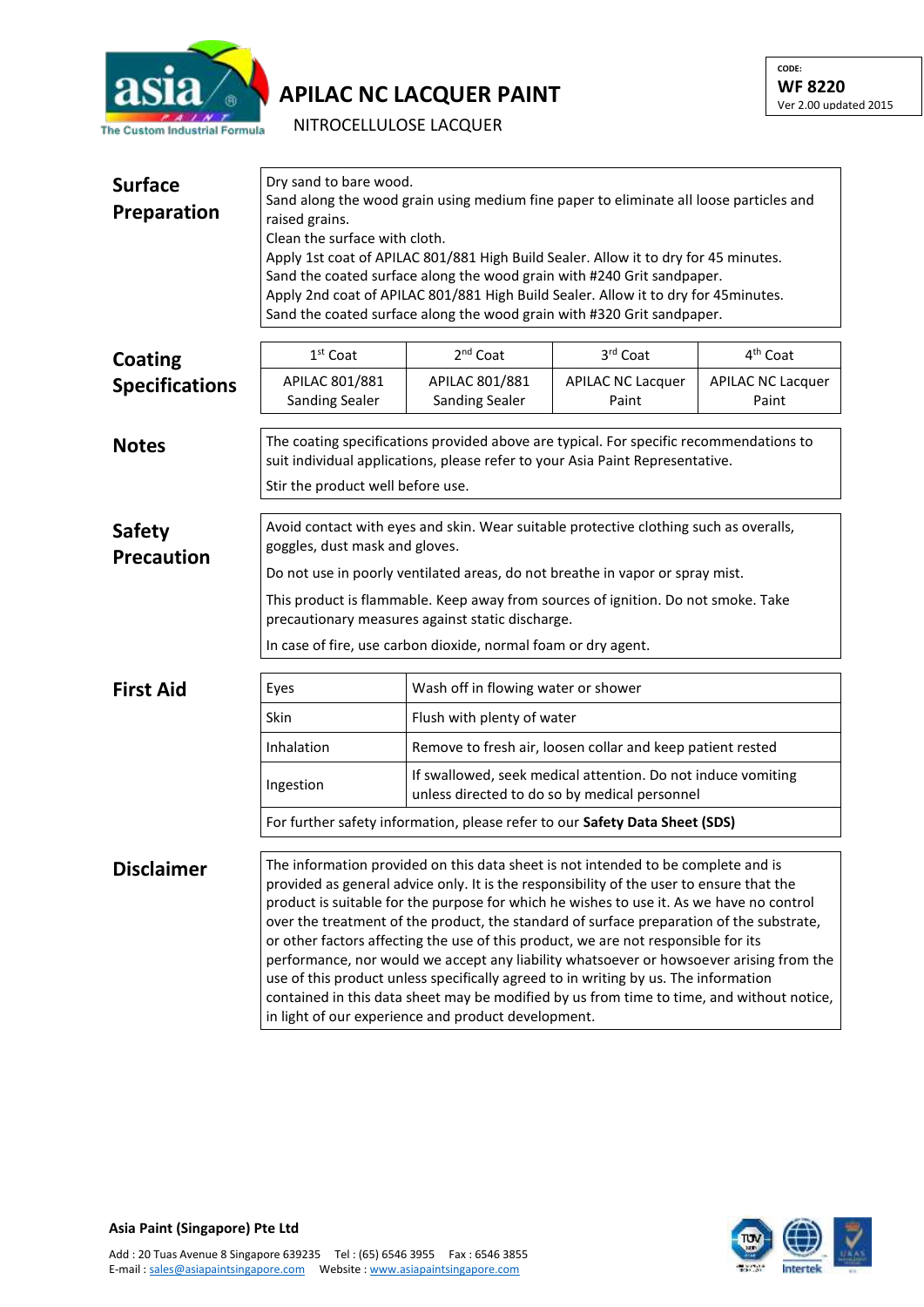# APILAC NC LACQUER PAINT

NITROCELLULOSE LACQUER

CODE:
**WF 8220**
Ver 2.00 updated 2015

## Surface Preparation

Dry sand to bare wood.
Sand along the wood grain using medium fine paper to eliminate all loose particles and raised grains.
Clean the surface with cloth.
Apply 1st coat of APILAC 801/881 High Build Sealer. Allow it to dry for 45 minutes.
Sand the coated surface along the wood grain with #240 Grit sandpaper.
Apply 2nd coat of APILAC 801/881 High Build Sealer. Allow it to dry for 45minutes.
Sand the coated surface along the wood grain with #320 Grit sandpaper.

## Coating Specifications

| 1st Coat | 2nd Coat | 3rd Coat | 4th Coat |
|---|---|---|---|
| APILAC 801/881 Sanding Sealer | APILAC 801/881 Sanding Sealer | APILAC NC Lacquer Paint | APILAC NC Lacquer Paint |

## Notes

The coating specifications provided above are typical. For specific recommendations to suit individual applications, please refer to your Asia Paint Representative.

Stir the product well before use.

## Safety Precaution

Avoid contact with eyes and skin. Wear suitable protective clothing such as overalls, goggles, dust mask and gloves.

Do not use in poorly ventilated areas, do not breathe in vapor or spray mist.

This product is flammable. Keep away from sources of ignition. Do not smoke. Take precautionary measures against static discharge.

In case of fire, use carbon dioxide, normal foam or dry agent.

## First Aid

| | |
|---|---|
| Eyes | Wash off in flowing water or shower |
| Skin | Flush with plenty of water |
| Inhalation | Remove to fresh air, loosen collar and keep patient rested |
| Ingestion | If swallowed, seek medical attention. Do not induce vomiting unless directed to do so by medical personnel |

For further safety information, please refer to our **Safety Data Sheet (SDS)**

## Disclaimer

The information provided on this data sheet is not intended to be complete and is provided as general advice only. It is the responsibility of the user to ensure that the product is suitable for the purpose for which he wishes to use it. As we have no control over the treatment of the product, the standard of surface preparation of the substrate, or other factors affecting the use of this product, we are not responsible for its performance, nor would we accept any liability whatsoever or howsoever arising from the use of this product unless specifically agreed to in writing by us. The information contained in this data sheet may be modified by us from time to time, and without notice, in light of our experience and product development.

**Asia Paint (Singapore) Pte Ltd**

Add : 20 Tuas Avenue 8 Singapore 639235 Tel : (65) 6546 3955 Fax : 6546 3855
E-mail : sales@asiapaintsingapore.com Website : www.asiapaintsingapore.com